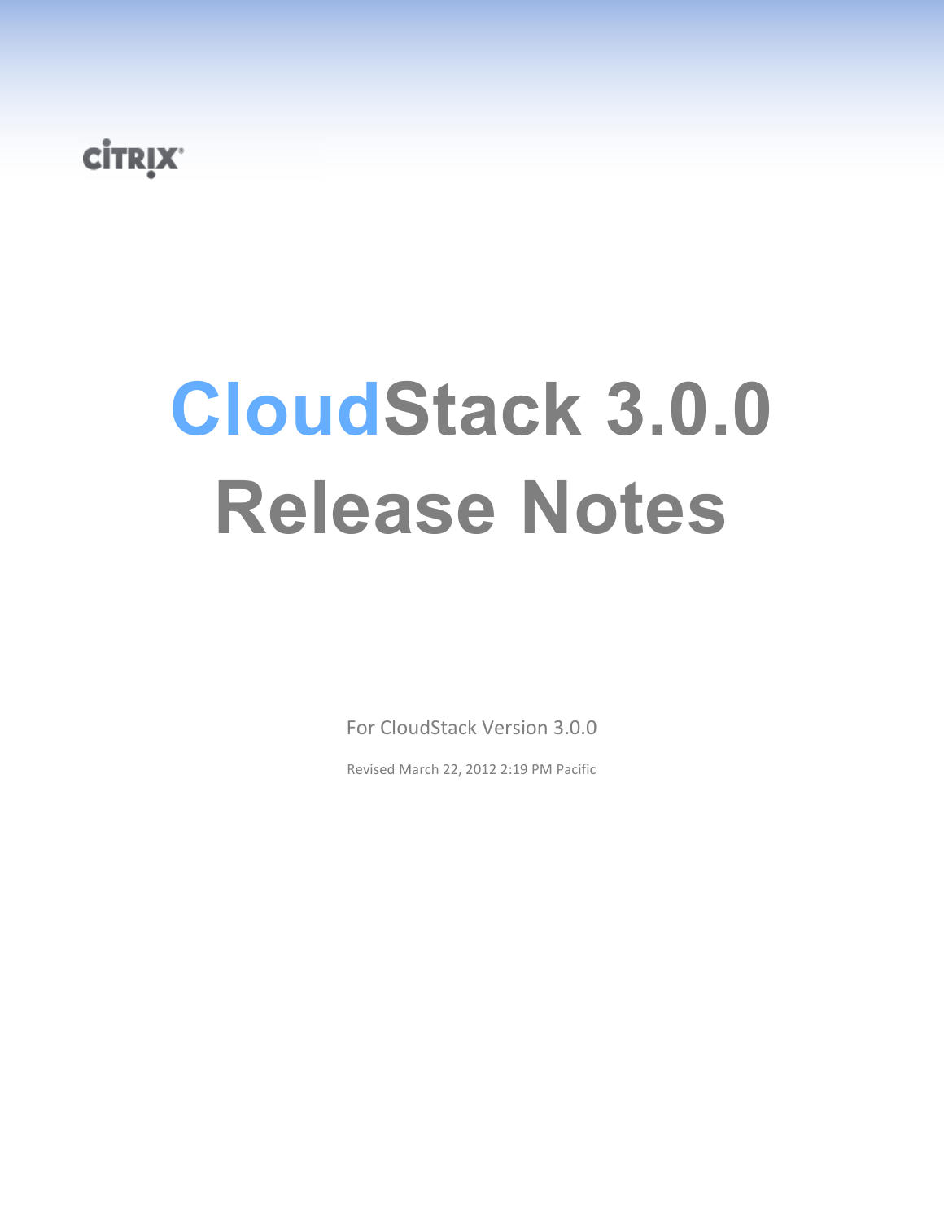CITRIX

# CloudStack 3.0.0 Release Notes

For CloudStack Version 3.0.0

Revised March 22, 2012 2:19 PM Pacific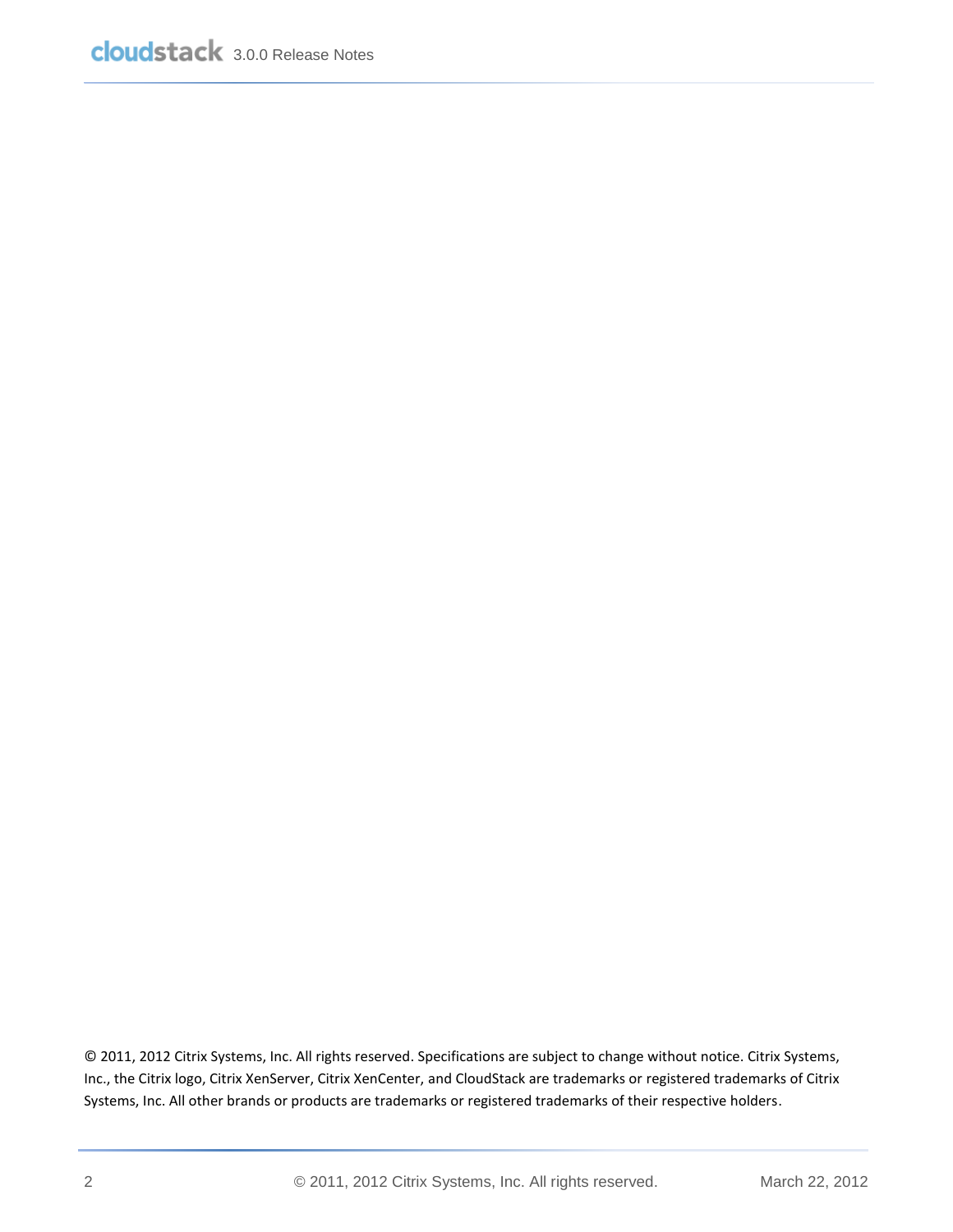© 2011, 2012 Citrix Systems, Inc. All rights reserved. Specifications are subject to change without notice. Citrix Systems, Inc., the Citrix logo, Citrix XenServer, Citrix XenCenter, and CloudStack are trademarks or registered trademarks of Citrix Systems, Inc. All other brands or products are trademarks or registered trademarks of their respective holders.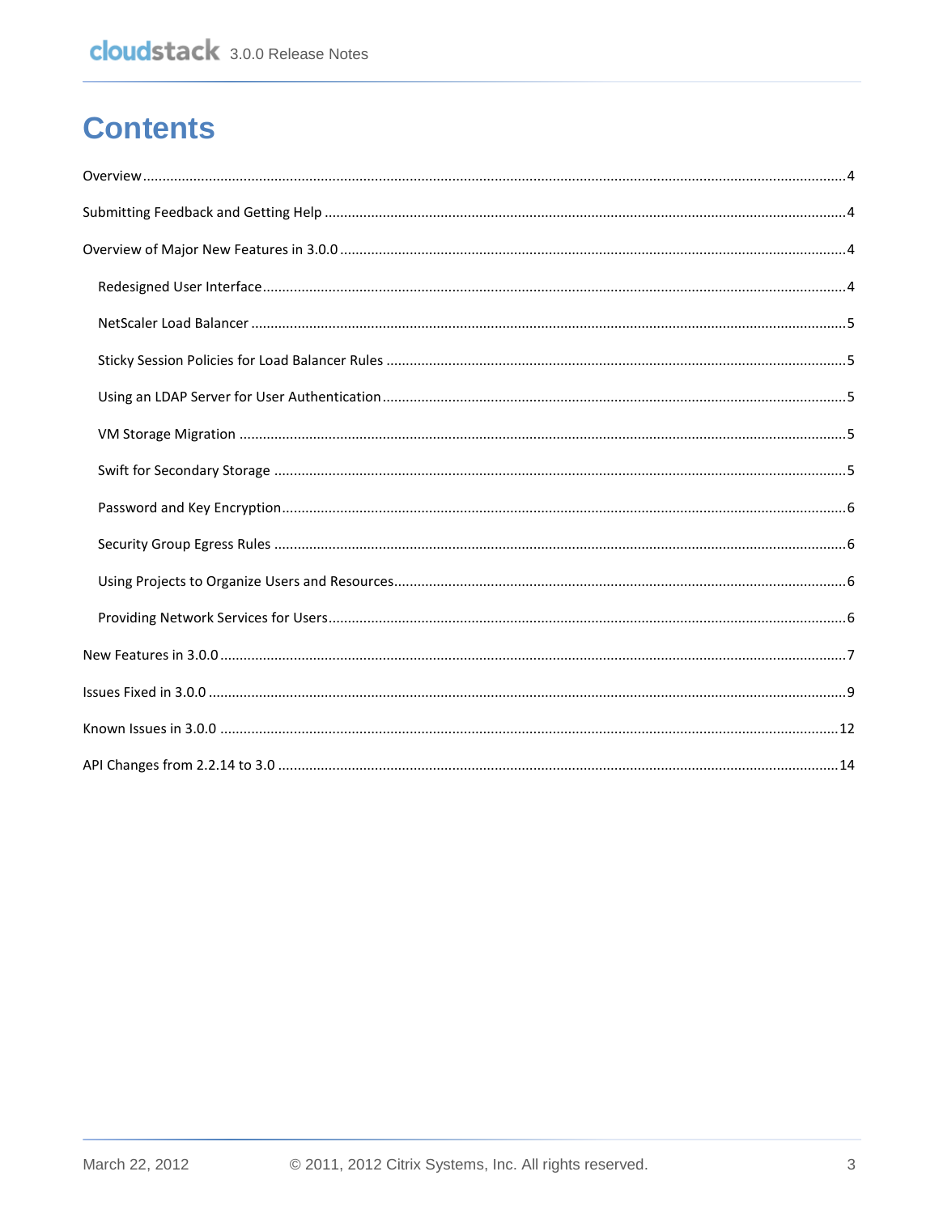# Contents

Overview ........................................................................................................................................ 4

Submitting Feedback and Getting Help ............................................................................................ 4

Overview of Major New Features in 3.0.0 ....................................................................................... 4

- Redesigned User Interface ............................................................................................................ 4
- NetScaler Load Balancer ............................................................................................................... 5
- Sticky Session Policies for Load Balancer Rules ........................................................................... 5
- Using an LDAP Server for User Authentication ............................................................................. 5
- VM Storage Migration ................................................................................................................... 5
- Swift for Secondary Storage .......................................................................................................... 5
- Password and Key Encryption ....................................................................................................... 6
- Security Group Egress Rules .......................................................................................................... 6
- Using Projects to Organize Users and Resources ........................................................................... 6
- Providing Network Services for Users ........................................................................................... 6

New Features in 3.0.0 ....................................................................................................................... 7

Issues Fixed in 3.0.0 .......................................................................................................................... 9

Known Issues in 3.0.0 ..................................................................................................................... 12

API Changes from 2.2.14 to 3.0 ...................................................................................................... 14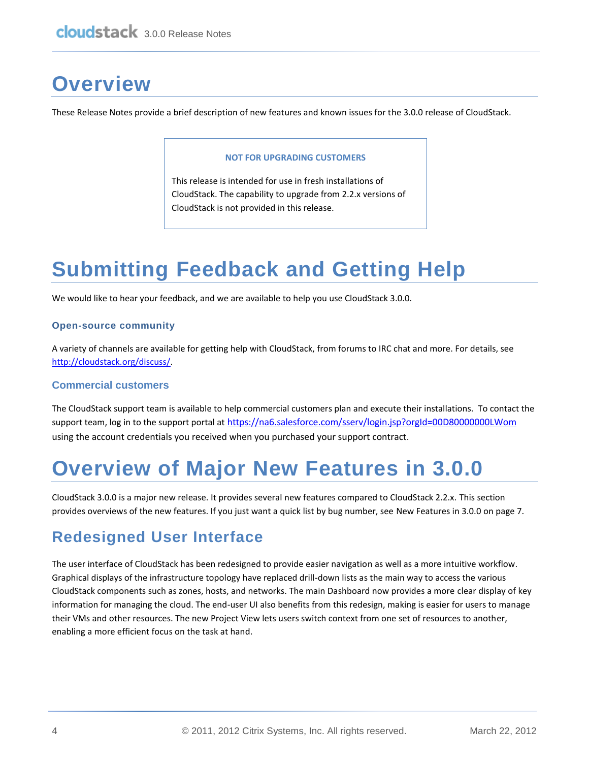# Overview

These Release Notes provide a brief description of new features and known issues for the 3.0.0 release of CloudStack.

> **NOT FOR UPGRADING CUSTOMERS**
>
> This release is intended for use in fresh installations of CloudStack. The capability to upgrade from 2.2.x versions of CloudStack is not provided in this release.

# Submitting Feedback and Getting Help

We would like to hear your feedback, and we are available to help you use CloudStack 3.0.0.

### Open-source community

A variety of channels are available for getting help with CloudStack, from forums to IRC chat and more. For details, see http://cloudstack.org/discuss/.

### Commercial customers

The CloudStack support team is available to help commercial customers plan and execute their installations. To contact the support team, log in to the support portal at https://na6.salesforce.com/sserv/login.jsp?orgId=00D80000000LWom using the account credentials you received when you purchased your support contract.

# Overview of Major New Features in 3.0.0

CloudStack 3.0.0 is a major new release. It provides several new features compared to CloudStack 2.2.x. This section provides overviews of the new features. If you just want a quick list by bug number, see New Features in 3.0.0 on page 7.

## Redesigned User Interface

The user interface of CloudStack has been redesigned to provide easier navigation as well as a more intuitive workflow. Graphical displays of the infrastructure topology have replaced drill-down lists as the main way to access the various CloudStack components such as zones, hosts, and networks. The main Dashboard now provides a more clear display of key information for managing the cloud. The end-user UI also benefits from this redesign, making is easier for users to manage their VMs and other resources. The new Project View lets users switch context from one set of resources to another, enabling a more efficient focus on the task at hand.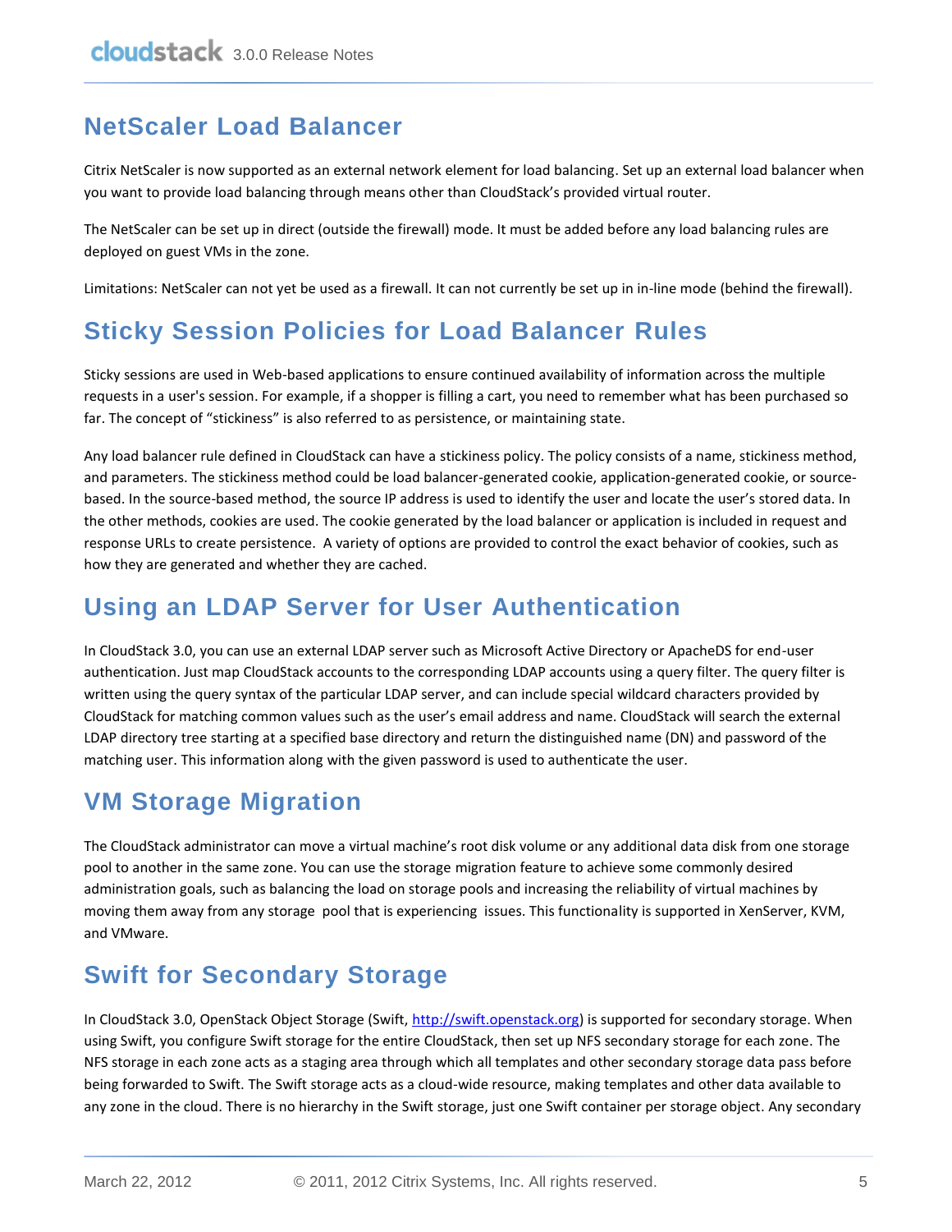## NetScaler Load Balancer

Citrix NetScaler is now supported as an external network element for load balancing. Set up an external load balancer when you want to provide load balancing through means other than CloudStack's provided virtual router.

The NetScaler can be set up in direct (outside the firewall) mode. It must be added before any load balancing rules are deployed on guest VMs in the zone.

Limitations: NetScaler can not yet be used as a firewall. It can not currently be set up in in-line mode (behind the firewall).

## Sticky Session Policies for Load Balancer Rules

Sticky sessions are used in Web-based applications to ensure continued availability of information across the multiple requests in a user's session. For example, if a shopper is filling a cart, you need to remember what has been purchased so far. The concept of "stickiness" is also referred to as persistence, or maintaining state.

Any load balancer rule defined in CloudStack can have a stickiness policy. The policy consists of a name, stickiness method, and parameters. The stickiness method could be load balancer-generated cookie, application-generated cookie, or source-based. In the source-based method, the source IP address is used to identify the user and locate the user's stored data. In the other methods, cookies are used. The cookie generated by the load balancer or application is included in request and response URLs to create persistence. A variety of options are provided to control the exact behavior of cookies, such as how they are generated and whether they are cached.

## Using an LDAP Server for User Authentication

In CloudStack 3.0, you can use an external LDAP server such as Microsoft Active Directory or ApacheDS for end-user authentication. Just map CloudStack accounts to the corresponding LDAP accounts using a query filter. The query filter is written using the query syntax of the particular LDAP server, and can include special wildcard characters provided by CloudStack for matching common values such as the user's email address and name. CloudStack will search the external LDAP directory tree starting at a specified base directory and return the distinguished name (DN) and password of the matching user. This information along with the given password is used to authenticate the user.

## VM Storage Migration

The CloudStack administrator can move a virtual machine's root disk volume or any additional data disk from one storage pool to another in the same zone. You can use the storage migration feature to achieve some commonly desired administration goals, such as balancing the load on storage pools and increasing the reliability of virtual machines by moving them away from any storage pool that is experiencing issues. This functionality is supported in XenServer, KVM, and VMware.

## Swift for Secondary Storage

In CloudStack 3.0, OpenStack Object Storage (Swift, [http://swift.openstack.org](http://swift.openstack.org)) is supported for secondary storage. When using Swift, you configure Swift storage for the entire CloudStack, then set up NFS secondary storage for each zone. The NFS storage in each zone acts as a staging area through which all templates and other secondary storage data pass before being forwarded to Swift. The Swift storage acts as a cloud-wide resource, making templates and other data available to any zone in the cloud. There is no hierarchy in the Swift storage, just one Swift container per storage object. Any secondary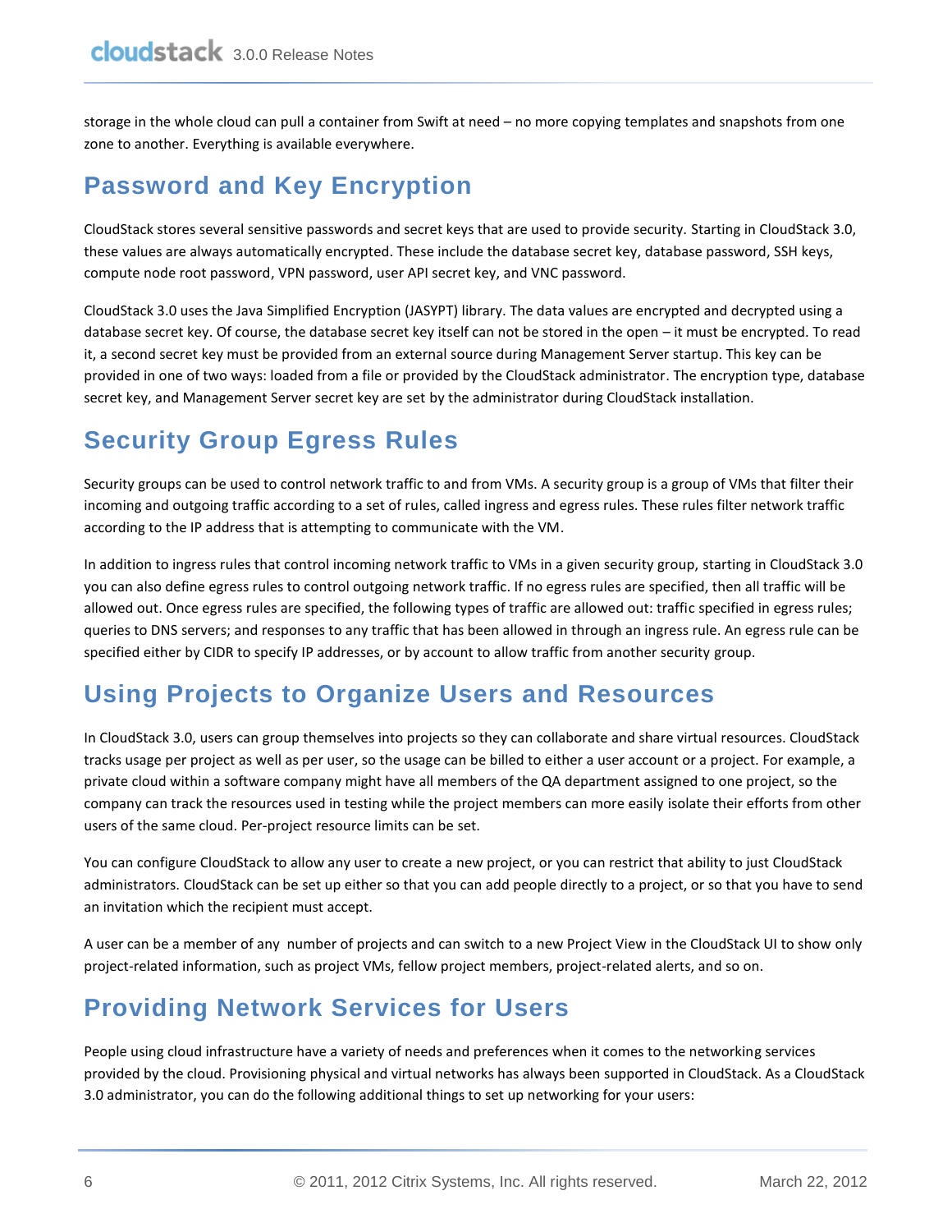storage in the whole cloud can pull a container from Swift at need – no more copying templates and snapshots from one zone to another. Everything is available everywhere.

## Password and Key Encryption

CloudStack stores several sensitive passwords and secret keys that are used to provide security. Starting in CloudStack 3.0, these values are always automatically encrypted. These include the database secret key, database password, SSH keys, compute node root password, VPN password, user API secret key, and VNC password.

CloudStack 3.0 uses the Java Simplified Encryption (JASYPT) library. The data values are encrypted and decrypted using a database secret key. Of course, the database secret key itself can not be stored in the open – it must be encrypted. To read it, a second secret key must be provided from an external source during Management Server startup. This key can be provided in one of two ways: loaded from a file or provided by the CloudStack administrator. The encryption type, database secret key, and Management Server secret key are set by the administrator during CloudStack installation.

## Security Group Egress Rules

Security groups can be used to control network traffic to and from VMs. A security group is a group of VMs that filter their incoming and outgoing traffic according to a set of rules, called ingress and egress rules. These rules filter network traffic according to the IP address that is attempting to communicate with the VM.

In addition to ingress rules that control incoming network traffic to VMs in a given security group, starting in CloudStack 3.0 you can also define egress rules to control outgoing network traffic. If no egress rules are specified, then all traffic will be allowed out. Once egress rules are specified, the following types of traffic are allowed out: traffic specified in egress rules; queries to DNS servers; and responses to any traffic that has been allowed in through an ingress rule. An egress rule can be specified either by CIDR to specify IP addresses, or by account to allow traffic from another security group.

## Using Projects to Organize Users and Resources

In CloudStack 3.0, users can group themselves into projects so they can collaborate and share virtual resources. CloudStack tracks usage per project as well as per user, so the usage can be billed to either a user account or a project. For example, a private cloud within a software company might have all members of the QA department assigned to one project, so the company can track the resources used in testing while the project members can more easily isolate their efforts from other users of the same cloud. Per-project resource limits can be set.

You can configure CloudStack to allow any user to create a new project, or you can restrict that ability to just CloudStack administrators. CloudStack can be set up either so that you can add people directly to a project, or so that you have to send an invitation which the recipient must accept.

A user can be a member of any number of projects and can switch to a new Project View in the CloudStack UI to show only project-related information, such as project VMs, fellow project members, project-related alerts, and so on.

## Providing Network Services for Users

People using cloud infrastructure have a variety of needs and preferences when it comes to the networking services provided by the cloud. Provisioning physical and virtual networks has always been supported in CloudStack. As a CloudStack 3.0 administrator, you can do the following additional things to set up networking for your users: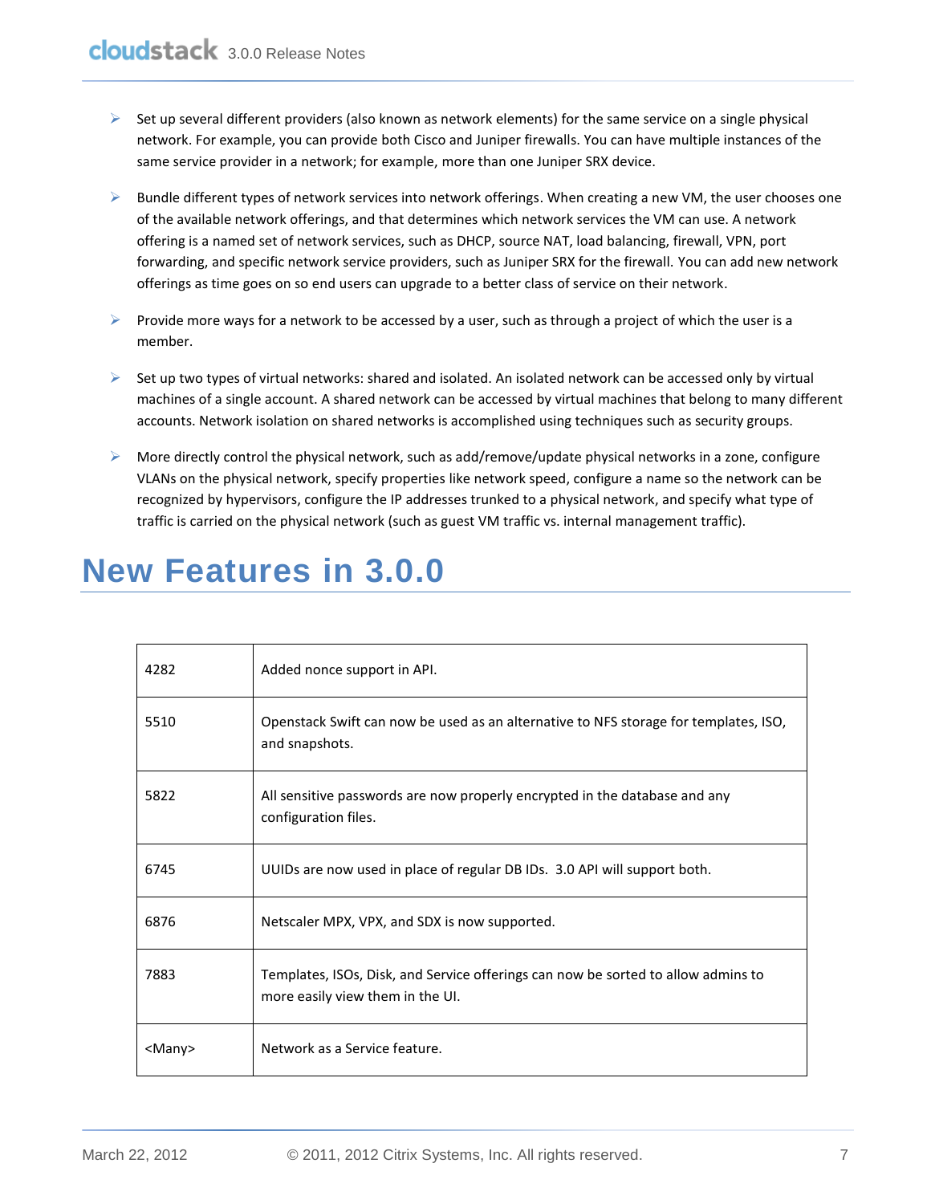- Set up several different providers (also known as network elements) for the same service on a single physical network. For example, you can provide both Cisco and Juniper firewalls. You can have multiple instances of the same service provider in a network; for example, more than one Juniper SRX device.
- Bundle different types of network services into network offerings. When creating a new VM, the user chooses one of the available network offerings, and that determines which network services the VM can use. A network offering is a named set of network services, such as DHCP, source NAT, load balancing, firewall, VPN, port forwarding, and specific network service providers, such as Juniper SRX for the firewall. You can add new network offerings as time goes on so end users can upgrade to a better class of service on their network.
- Provide more ways for a network to be accessed by a user, such as through a project of which the user is a member.
- Set up two types of virtual networks: shared and isolated. An isolated network can be accessed only by virtual machines of a single account. A shared network can be accessed by virtual machines that belong to many different accounts. Network isolation on shared networks is accomplished using techniques such as security groups.
- More directly control the physical network, such as add/remove/update physical networks in a zone, configure VLANs on the physical network, specify properties like network speed, configure a name so the network can be recognized by hypervisors, configure the IP addresses trunked to a physical network, and specify what type of traffic is carried on the physical network (such as guest VM traffic vs. internal management traffic).

# New Features in 3.0.0

| | |
|---|---|
| 4282 | Added nonce support in API. |
| 5510 | Openstack Swift can now be used as an alternative to NFS storage for templates, ISO, and snapshots. |
| 5822 | All sensitive passwords are now properly encrypted in the database and any configuration files. |
| 6745 | UUIDs are now used in place of regular DB IDs. 3.0 API will support both. |
| 6876 | Netscaler MPX, VPX, and SDX is now supported. |
| 7883 | Templates, ISOs, Disk, and Service offerings can now be sorted to allow admins to more easily view them in the UI. |
| <Many> | Network as a Service feature. |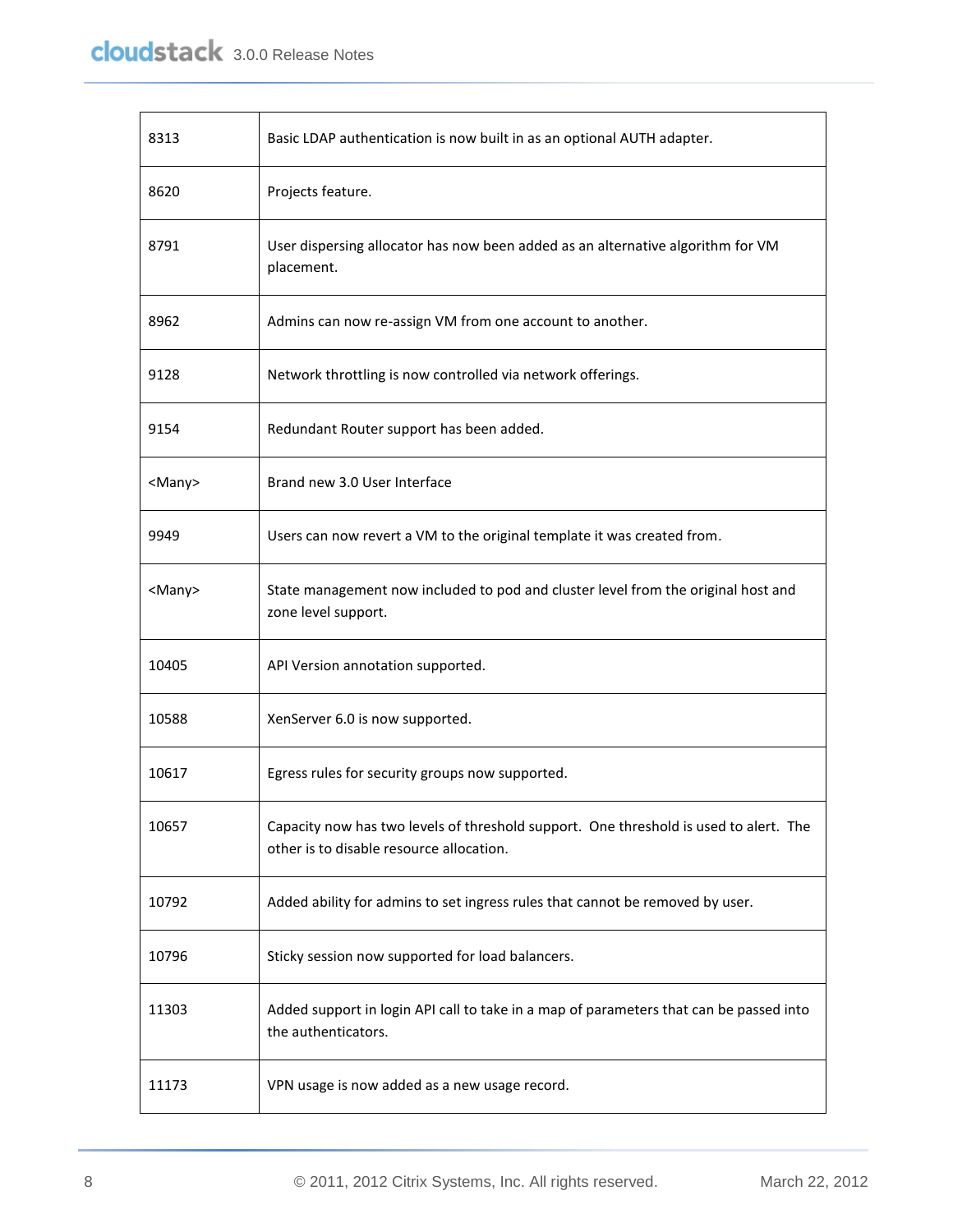| | |
|---|---|
| 8313 | Basic LDAP authentication is now built in as an optional AUTH adapter. |
| 8620 | Projects feature. |
| 8791 | User dispersing allocator has now been added as an alternative algorithm for VM placement. |
| 8962 | Admins can now re-assign VM from one account to another. |
| 9128 | Network throttling is now controlled via network offerings. |
| 9154 | Redundant Router support has been added. |
| <Many> | Brand new 3.0 User Interface |
| 9949 | Users can now revert a VM to the original template it was created from. |
| <Many> | State management now included to pod and cluster level from the original host and zone level support. |
| 10405 | API Version annotation supported. |
| 10588 | XenServer 6.0 is now supported. |
| 10617 | Egress rules for security groups now supported. |
| 10657 | Capacity now has two levels of threshold support. One threshold is used to alert. The other is to disable resource allocation. |
| 10792 | Added ability for admins to set ingress rules that cannot be removed by user. |
| 10796 | Sticky session now supported for load balancers. |
| 11303 | Added support in login API call to take in a map of parameters that can be passed into the authenticators. |
| 11173 | VPN usage is now added as a new usage record. |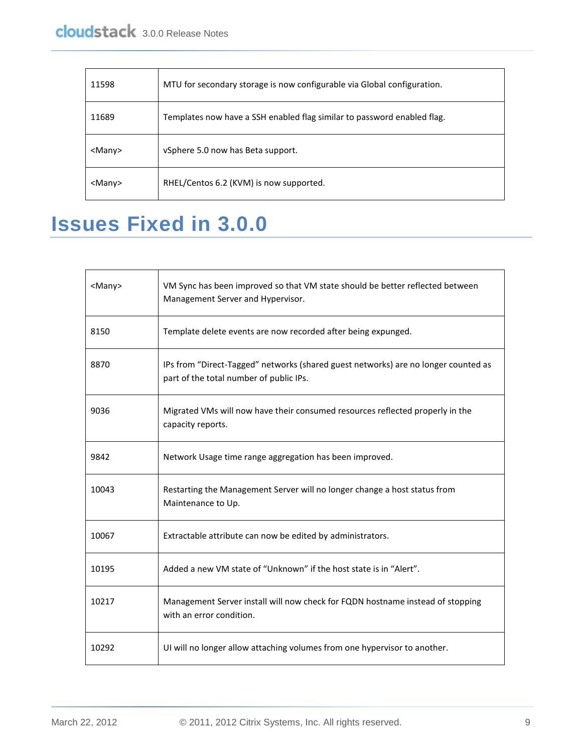| | |
|---|---|
| 11598 | MTU for secondary storage is now configurable via Global configuration. |
| 11689 | Templates now have a SSH enabled flag similar to password enabled flag. |
| <Many> | vSphere 5.0 now has Beta support. |
| <Many> | RHEL/Centos 6.2 (KVM) is now supported. |

# Issues Fixed in 3.0.0

| | |
|---|---|
| <Many> | VM Sync has been improved so that VM state should be better reflected between Management Server and Hypervisor. |
| 8150 | Template delete events are now recorded after being expunged. |
| 8870 | IPs from "Direct-Tagged" networks (shared guest networks) are no longer counted as part of the total number of public IPs. |
| 9036 | Migrated VMs will now have their consumed resources reflected properly in the capacity reports. |
| 9842 | Network Usage time range aggregation has been improved. |
| 10043 | Restarting the Management Server will no longer change a host status from Maintenance to Up. |
| 10067 | Extractable attribute can now be edited by administrators. |
| 10195 | Added a new VM state of "Unknown" if the host state is in "Alert". |
| 10217 | Management Server install will now check for FQDN hostname instead of stopping with an error condition. |
| 10292 | UI will no longer allow attaching volumes from one hypervisor to another. |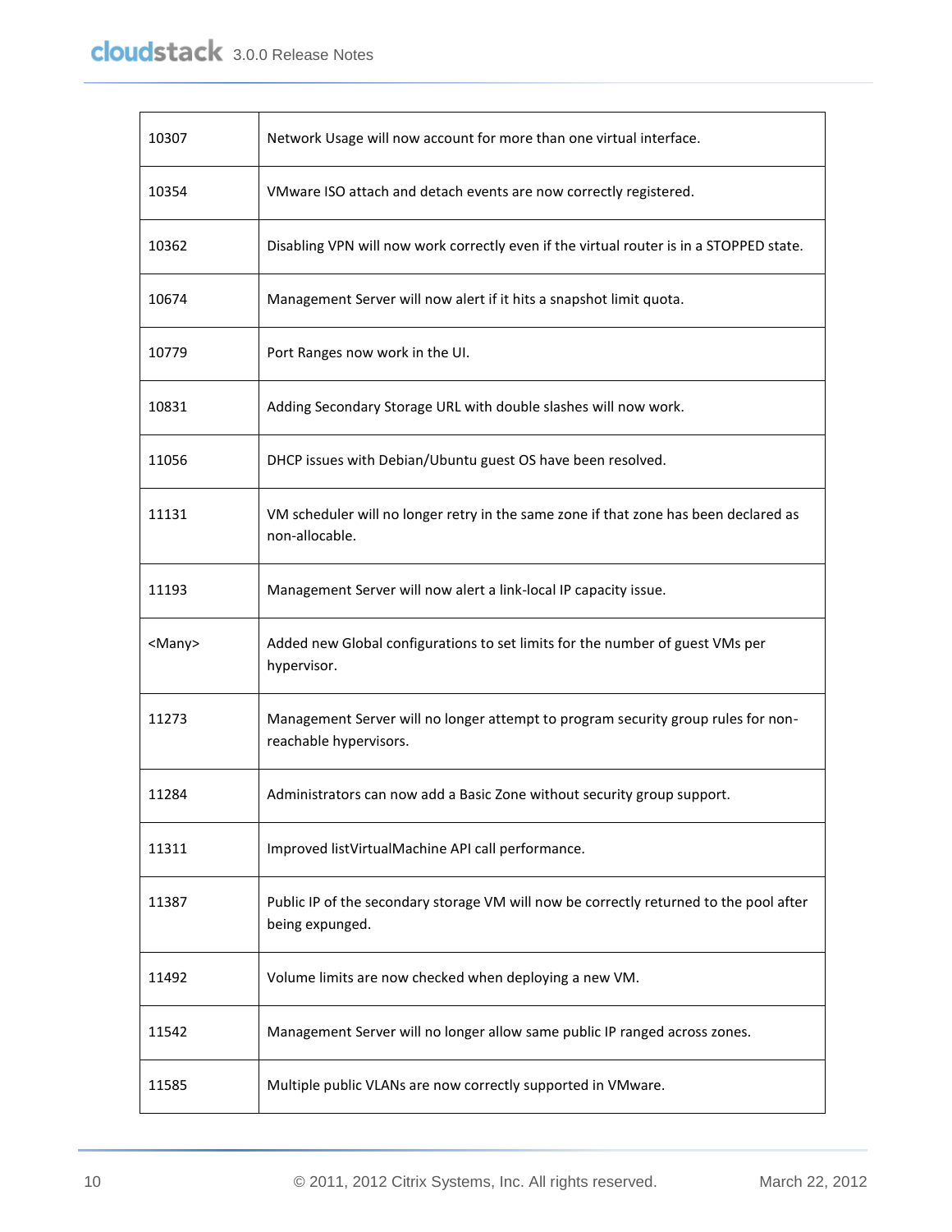| | |
|---|---|
| 10307 | Network Usage will now account for more than one virtual interface. |
| 10354 | VMware ISO attach and detach events are now correctly registered. |
| 10362 | Disabling VPN will now work correctly even if the virtual router is in a STOPPED state. |
| 10674 | Management Server will now alert if it hits a snapshot limit quota. |
| 10779 | Port Ranges now work in the UI. |
| 10831 | Adding Secondary Storage URL with double slashes will now work. |
| 11056 | DHCP issues with Debian/Ubuntu guest OS have been resolved. |
| 11131 | VM scheduler will no longer retry in the same zone if that zone has been declared as non-allocable. |
| 11193 | Management Server will now alert a link-local IP capacity issue. |
| <Many> | Added new Global configurations to set limits for the number of guest VMs per hypervisor. |
| 11273 | Management Server will no longer attempt to program security group rules for non-reachable hypervisors. |
| 11284 | Administrators can now add a Basic Zone without security group support. |
| 11311 | Improved listVirtualMachine API call performance. |
| 11387 | Public IP of the secondary storage VM will now be correctly returned to the pool after being expunged. |
| 11492 | Volume limits are now checked when deploying a new VM. |
| 11542 | Management Server will no longer allow same public IP ranged across zones. |
| 11585 | Multiple public VLANs are now correctly supported in VMware. |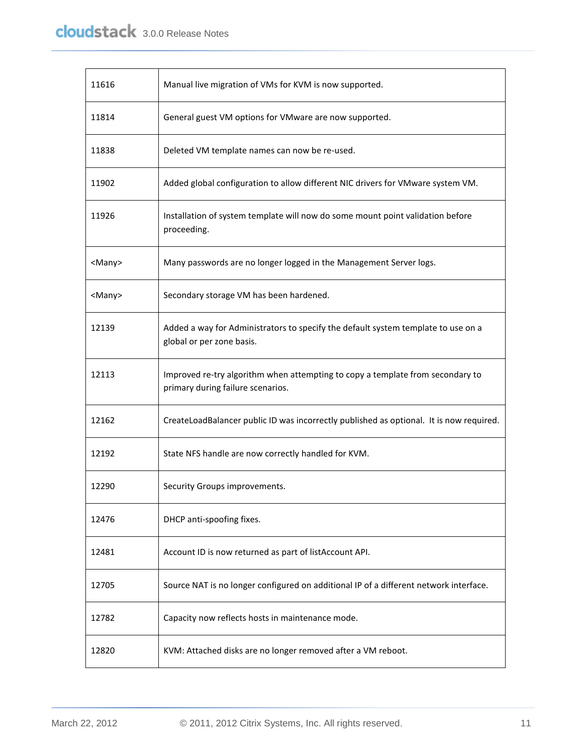| | |
|---|---|
| 11616 | Manual live migration of VMs for KVM is now supported. |
| 11814 | General guest VM options for VMware are now supported. |
| 11838 | Deleted VM template names can now be re-used. |
| 11902 | Added global configuration to allow different NIC drivers for VMware system VM. |
| 11926 | Installation of system template will now do some mount point validation before proceeding. |
| <Many> | Many passwords are no longer logged in the Management Server logs. |
| <Many> | Secondary storage VM has been hardened. |
| 12139 | Added a way for Administrators to specify the default system template to use on a global or per zone basis. |
| 12113 | Improved re-try algorithm when attempting to copy a template from secondary to primary during failure scenarios. |
| 12162 | CreateLoadBalancer public ID was incorrectly published as optional.  It is now required. |
| 12192 | State NFS handle are now correctly handled for KVM. |
| 12290 | Security Groups improvements. |
| 12476 | DHCP anti-spoofing fixes. |
| 12481 | Account ID is now returned as part of listAccount API. |
| 12705 | Source NAT is no longer configured on additional IP of a different network interface. |
| 12782 | Capacity now reflects hosts in maintenance mode. |
| 12820 | KVM: Attached disks are no longer removed after a VM reboot. |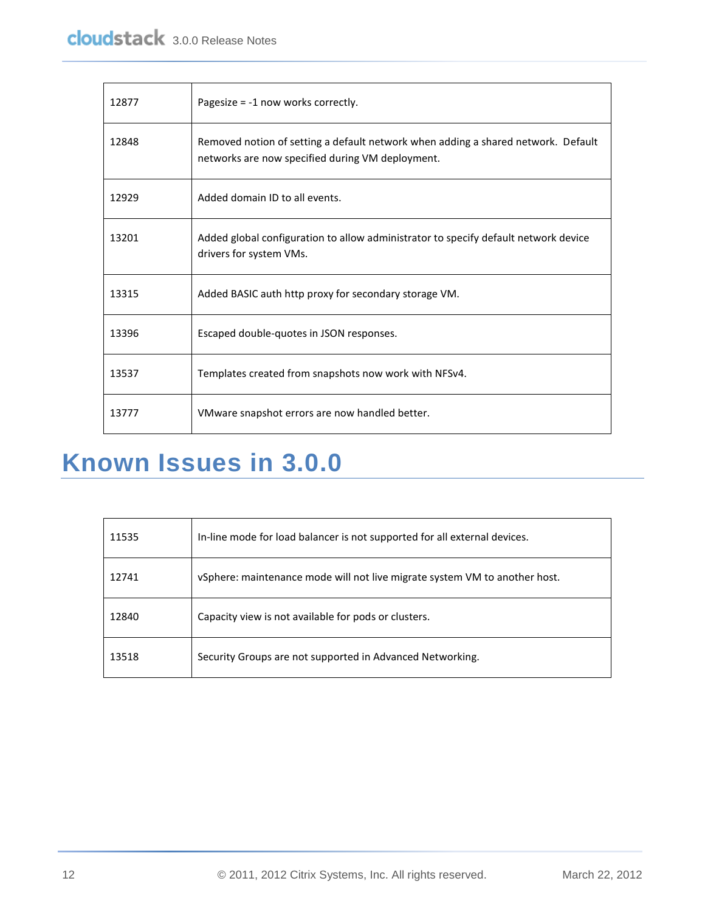| | |
|---|---|
| 12877 | Pagesize = -1 now works correctly. |
| 12848 | Removed notion of setting a default network when adding a shared network. Default networks are now specified during VM deployment. |
| 12929 | Added domain ID to all events. |
| 13201 | Added global configuration to allow administrator to specify default network device drivers for system VMs. |
| 13315 | Added BASIC auth http proxy for secondary storage VM. |
| 13396 | Escaped double-quotes in JSON responses. |
| 13537 | Templates created from snapshots now work with NFSv4. |
| 13777 | VMware snapshot errors are now handled better. |

# Known Issues in 3.0.0

| | |
|---|---|
| 11535 | In-line mode for load balancer is not supported for all external devices. |
| 12741 | vSphere: maintenance mode will not live migrate system VM to another host. |
| 12840 | Capacity view is not available for pods or clusters. |
| 13518 | Security Groups are not supported in Advanced Networking. |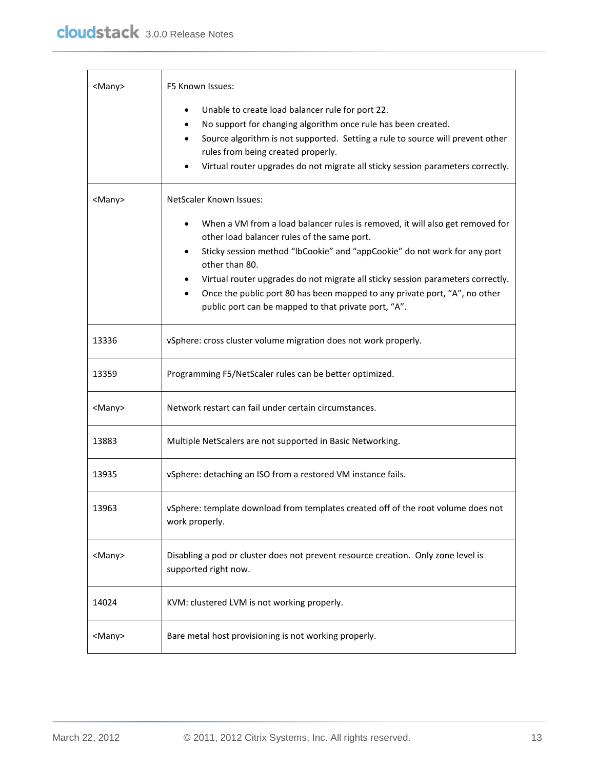| | |
|---|---|
| <Many> | F5 Known Issues:<br>• Unable to create load balancer rule for port 22.<br>• No support for changing algorithm once rule has been created.<br>• Source algorithm is not supported. Setting a rule to source will prevent other rules from being created properly.<br>• Virtual router upgrades do not migrate all sticky session parameters correctly. |
| <Many> | NetScaler Known Issues:<br>• When a VM from a load balancer rules is removed, it will also get removed for other load balancer rules of the same port.<br>• Sticky session method "lbCookie" and "appCookie" do not work for any port other than 80.<br>• Virtual router upgrades do not migrate all sticky session parameters correctly.<br>• Once the public port 80 has been mapped to any private port, "A", no other public port can be mapped to that private port, "A". |
| 13336 | vSphere: cross cluster volume migration does not work properly. |
| 13359 | Programming F5/NetScaler rules can be better optimized. |
| <Many> | Network restart can fail under certain circumstances. |
| 13883 | Multiple NetScalers are not supported in Basic Networking. |
| 13935 | vSphere: detaching an ISO from a restored VM instance fails. |
| 13963 | vSphere: template download from templates created off of the root volume does not work properly. |
| <Many> | Disabling a pod or cluster does not prevent resource creation. Only zone level is supported right now. |
| 14024 | KVM: clustered LVM is not working properly. |
| <Many> | Bare metal host provisioning is not working properly. |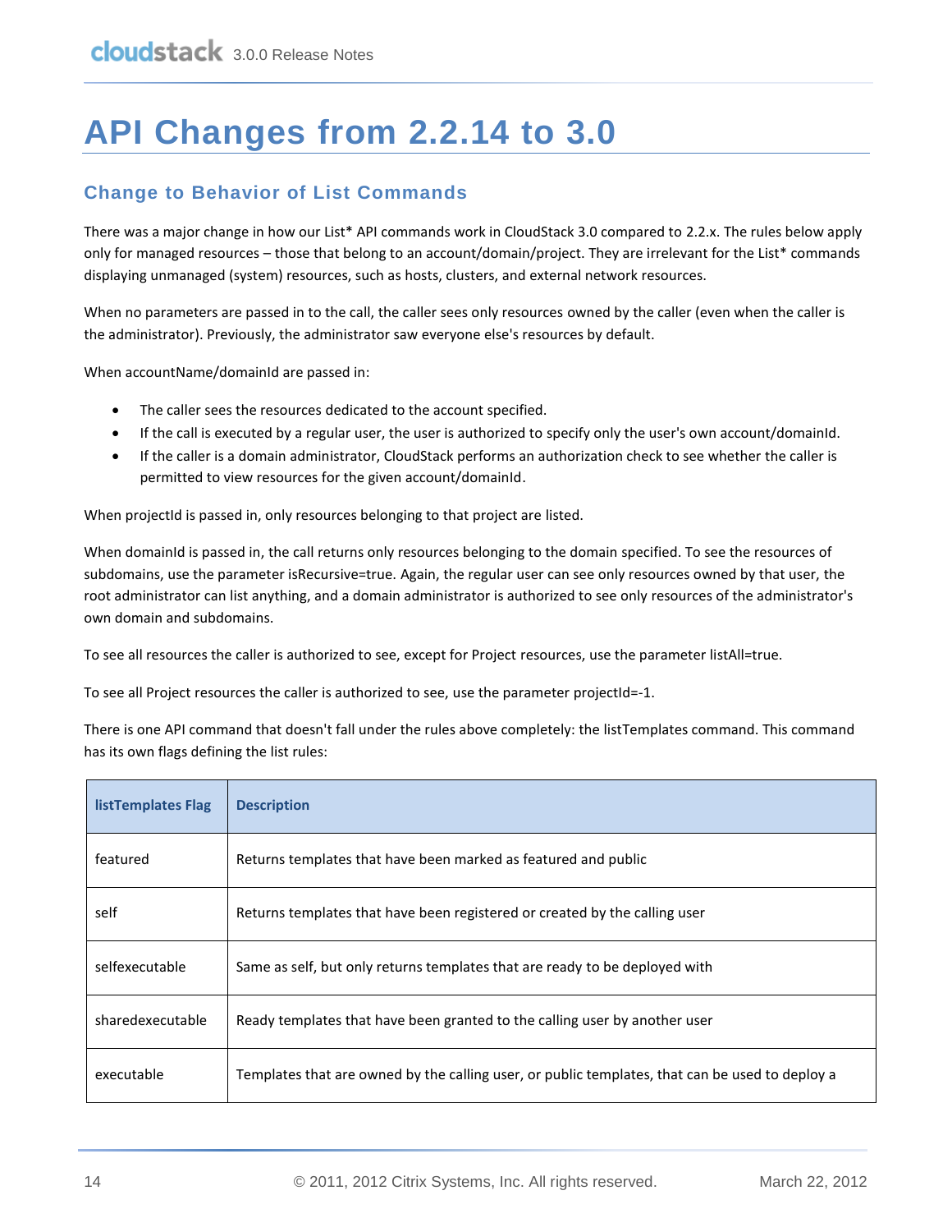# API Changes from 2.2.14 to 3.0

## Change to Behavior of List Commands

There was a major change in how our List* API commands work in CloudStack 3.0 compared to 2.2.x. The rules below apply only for managed resources – those that belong to an account/domain/project. They are irrelevant for the List* commands displaying unmanaged (system) resources, such as hosts, clusters, and external network resources.

When no parameters are passed in to the call, the caller sees only resources owned by the caller (even when the caller is the administrator). Previously, the administrator saw everyone else's resources by default.

When accountName/domainId are passed in:

- The caller sees the resources dedicated to the account specified.
- If the call is executed by a regular user, the user is authorized to specify only the user's own account/domainId.
- If the caller is a domain administrator, CloudStack performs an authorization check to see whether the caller is permitted to view resources for the given account/domainId.

When projectId is passed in, only resources belonging to that project are listed.

When domainId is passed in, the call returns only resources belonging to the domain specified. To see the resources of subdomains, use the parameter isRecursive=true. Again, the regular user can see only resources owned by that user, the root administrator can list anything, and a domain administrator is authorized to see only resources of the administrator's own domain and subdomains.

To see all resources the caller is authorized to see, except for Project resources, use the parameter listAll=true.

To see all Project resources the caller is authorized to see, use the parameter projectId=-1.

There is one API command that doesn't fall under the rules above completely: the listTemplates command. This command has its own flags defining the list rules:

| listTemplates Flag | Description |
|---|---|
| featured | Returns templates that have been marked as featured and public |
| self | Returns templates that have been registered or created by the calling user |
| selfexecutable | Same as self, but only returns templates that are ready to be deployed with |
| sharedexecutable | Ready templates that have been granted to the calling user by another user |
| executable | Templates that are owned by the calling user, or public templates, that can be used to deploy a |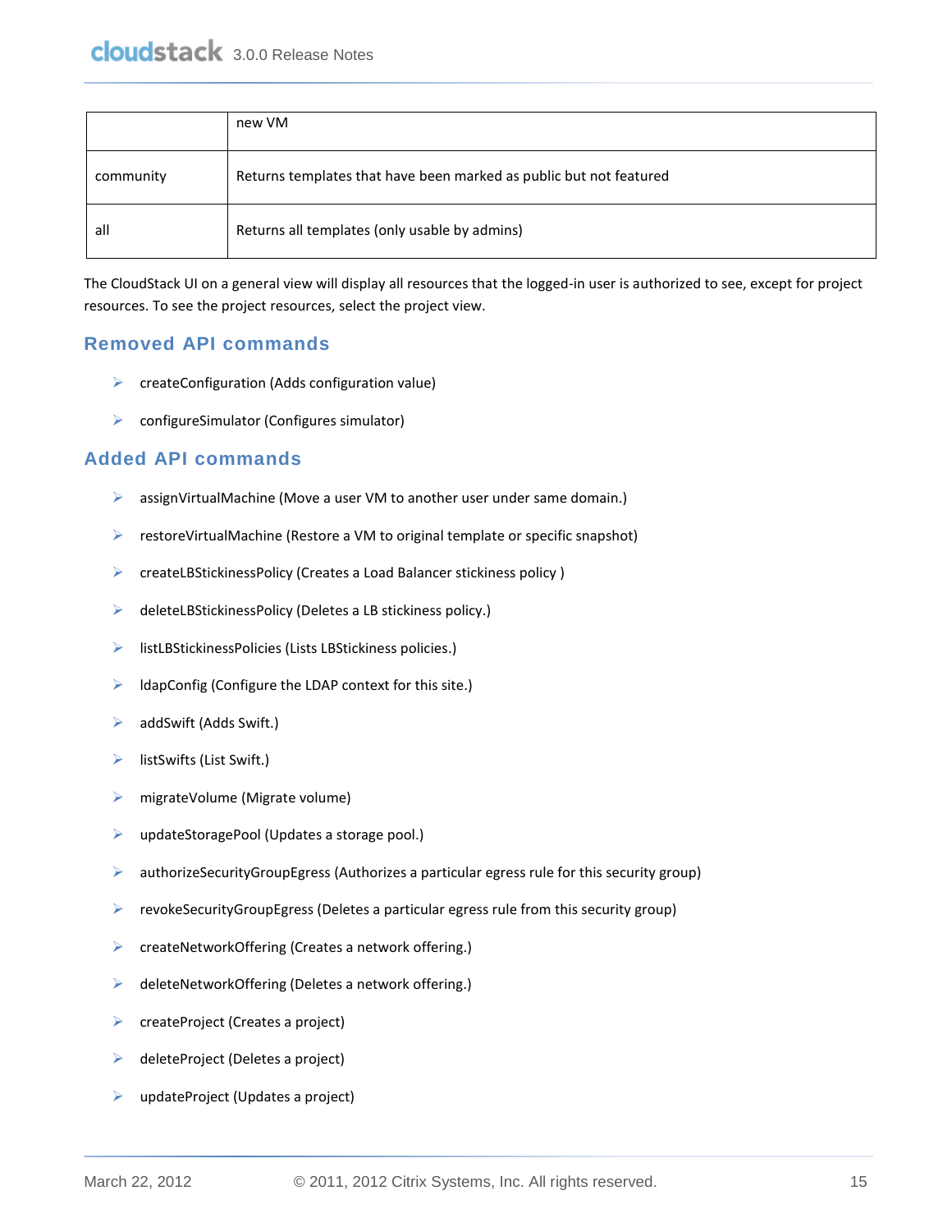|  | new VM |
| --- | --- |
| community | Returns templates that have been marked as public but not featured |
| all | Returns all templates (only usable by admins) |

The CloudStack UI on a general view will display all resources that the logged-in user is authorized to see, except for project resources. To see the project resources, select the project view.

## Removed API commands

- createConfiguration (Adds configuration value)
- configureSimulator (Configures simulator)

## Added API commands

- assignVirtualMachine (Move a user VM to another user under same domain.)
- restoreVirtualMachine (Restore a VM to original template or specific snapshot)
- createLBStickinessPolicy (Creates a Load Balancer stickiness policy )
- deleteLBStickinessPolicy (Deletes a LB stickiness policy.)
- listLBStickinessPolicies (Lists LBStickiness policies.)
- ldapConfig (Configure the LDAP context for this site.)
- addSwift (Adds Swift.)
- listSwifts (List Swift.)
- migrateVolume (Migrate volume)
- updateStoragePool (Updates a storage pool.)
- authorizeSecurityGroupEgress (Authorizes a particular egress rule for this security group)
- revokeSecurityGroupEgress (Deletes a particular egress rule from this security group)
- createNetworkOffering (Creates a network offering.)
- deleteNetworkOffering (Deletes a network offering.)
- createProject (Creates a project)
- deleteProject (Deletes a project)
- updateProject (Updates a project)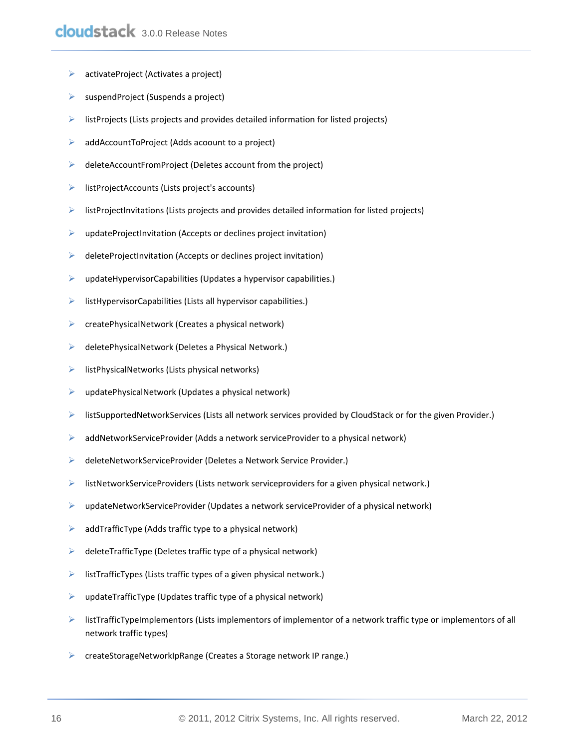- activateProject (Activates a project)
- suspendProject (Suspends a project)
- listProjects (Lists projects and provides detailed information for listed projects)
- addAccountToProject (Adds acoount to a project)
- deleteAccountFromProject (Deletes account from the project)
- listProjectAccounts (Lists project's accounts)
- listProjectInvitations (Lists projects and provides detailed information for listed projects)
- updateProjectInvitation (Accepts or declines project invitation)
- deleteProjectInvitation (Accepts or declines project invitation)
- updateHypervisorCapabilities (Updates a hypervisor capabilities.)
- listHypervisorCapabilities (Lists all hypervisor capabilities.)
- createPhysicalNetwork (Creates a physical network)
- deletePhysicalNetwork (Deletes a Physical Network.)
- listPhysicalNetworks (Lists physical networks)
- updatePhysicalNetwork (Updates a physical network)
- listSupportedNetworkServices (Lists all network services provided by CloudStack or for the given Provider.)
- addNetworkServiceProvider (Adds a network serviceProvider to a physical network)
- deleteNetworkServiceProvider (Deletes a Network Service Provider.)
- listNetworkServiceProviders (Lists network serviceproviders for a given physical network.)
- updateNetworkServiceProvider (Updates a network serviceProvider of a physical network)
- addTrafficType (Adds traffic type to a physical network)
- deleteTrafficType (Deletes traffic type of a physical network)
- listTrafficTypes (Lists traffic types of a given physical network.)
- updateTrafficType (Updates traffic type of a physical network)
- listTrafficTypeImplementors (Lists implementors of implementor of a network traffic type or implementors of all network traffic types)
- createStorageNetworkIpRange (Creates a Storage network IP range.)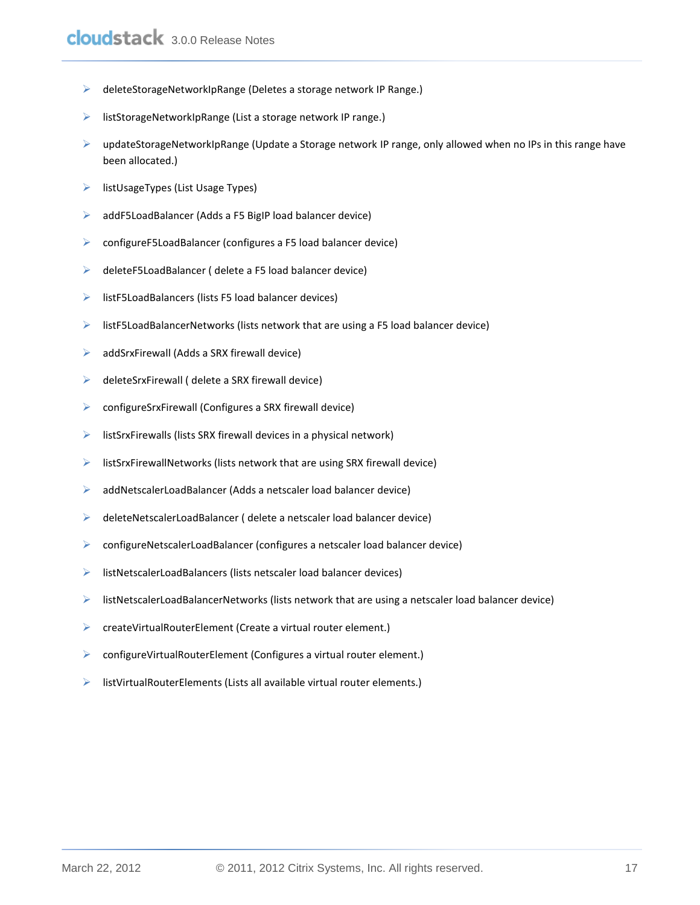- deleteStorageNetworkIpRange (Deletes a storage network IP Range.)
- listStorageNetworkIpRange (List a storage network IP range.)
- updateStorageNetworkIpRange (Update a Storage network IP range, only allowed when no IPs in this range have been allocated.)
- listUsageTypes (List Usage Types)
- addF5LoadBalancer (Adds a F5 BigIP load balancer device)
- configureF5LoadBalancer (configures a F5 load balancer device)
- deleteF5LoadBalancer ( delete a F5 load balancer device)
- listF5LoadBalancers (lists F5 load balancer devices)
- listF5LoadBalancerNetworks (lists network that are using a F5 load balancer device)
- addSrxFirewall (Adds a SRX firewall device)
- deleteSrxFirewall ( delete a SRX firewall device)
- configureSrxFirewall (Configures a SRX firewall device)
- listSrxFirewalls (lists SRX firewall devices in a physical network)
- listSrxFirewallNetworks (lists network that are using SRX firewall device)
- addNetscalerLoadBalancer (Adds a netscaler load balancer device)
- deleteNetscalerLoadBalancer ( delete a netscaler load balancer device)
- configureNetscalerLoadBalancer (configures a netscaler load balancer device)
- listNetscalerLoadBalancers (lists netscaler load balancer devices)
- listNetscalerLoadBalancerNetworks (lists network that are using a netscaler load balancer device)
- createVirtualRouterElement (Create a virtual router element.)
- configureVirtualRouterElement (Configures a virtual router element.)
- listVirtualRouterElements (Lists all available virtual router elements.)